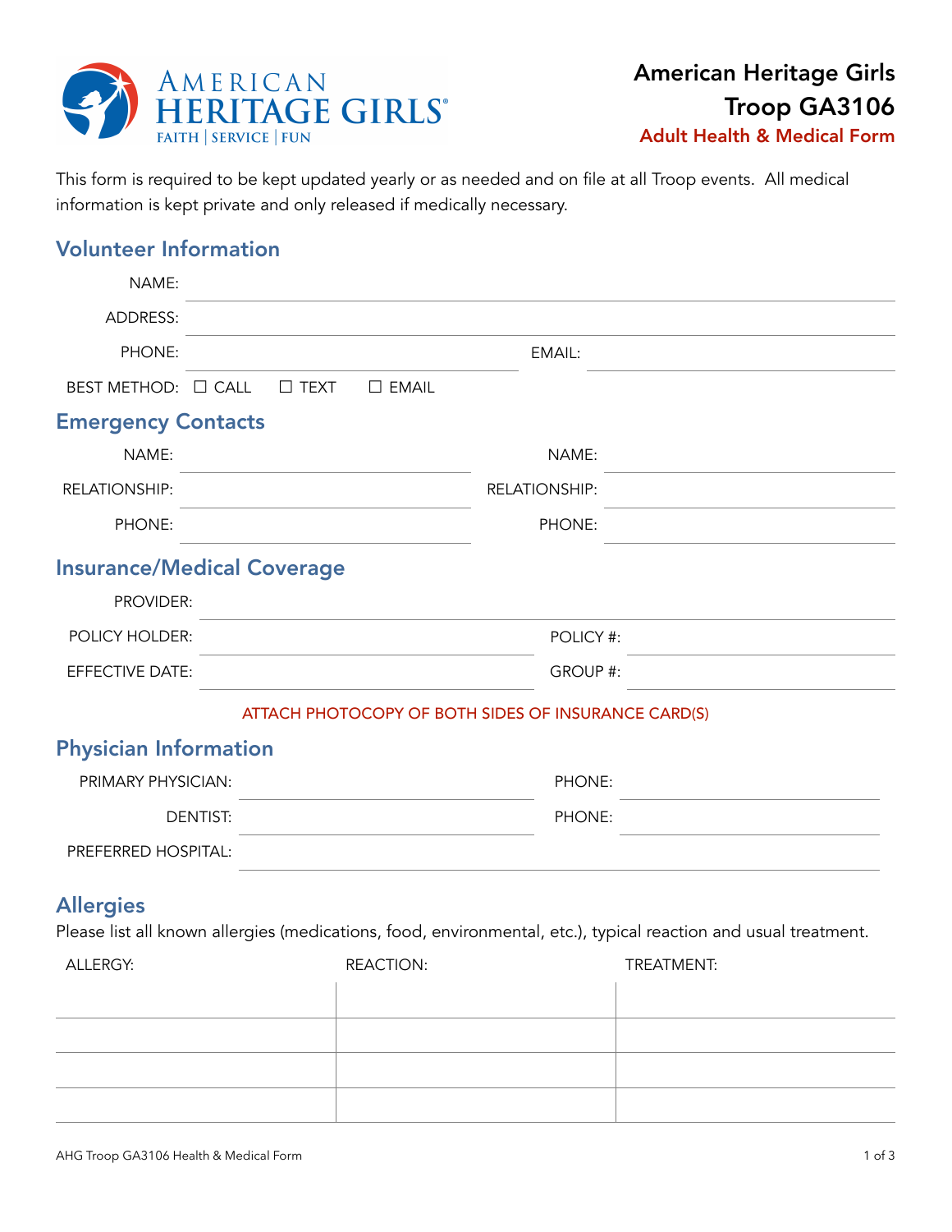# American Heritage Girls

## Troop GA3106

### Adult Health & Medical Form

This form is required to be kept updated yearly or as needed and on file at all Troop events. All medical information is kept private and only released if medically necessary.

## Volunteer Information

NAME: ____________________

ADDRESS: ____________________

PHONE: ____________________ EMAIL: ____________________

BEST METHOD: ☐ CALL ☐ TEXT ☐ EMAIL

## Emergency Contacts

| | |
|---|---|
| NAME: | NAME: |
| RELATIONSHIP: | RELATIONSHIP: |
| PHONE: | PHONE: |

## Insurance/Medical Coverage

PROVIDER: ____________________

POLICY HOLDER: ____________________ POLICY #: ____________________

EFFECTIVE DATE: ____________________ GROUP #: ____________________

ATTACH PHOTOCOPY OF BOTH SIDES OF INSURANCE CARD(S)

## Physician Information

PRIMARY PHYSICIAN: ____________________ PHONE: ____________________

DENTIST: ____________________ PHONE: ____________________

PREFERRED HOSPITAL: ____________________

## Allergies

Please list all known allergies (medications, food, environmental, etc.), typical reaction and usual treatment.

| ALLERGY: | REACTION: | TREATMENT: |
|---|---|---|
| | | |
| | | |
| | | |
| | | |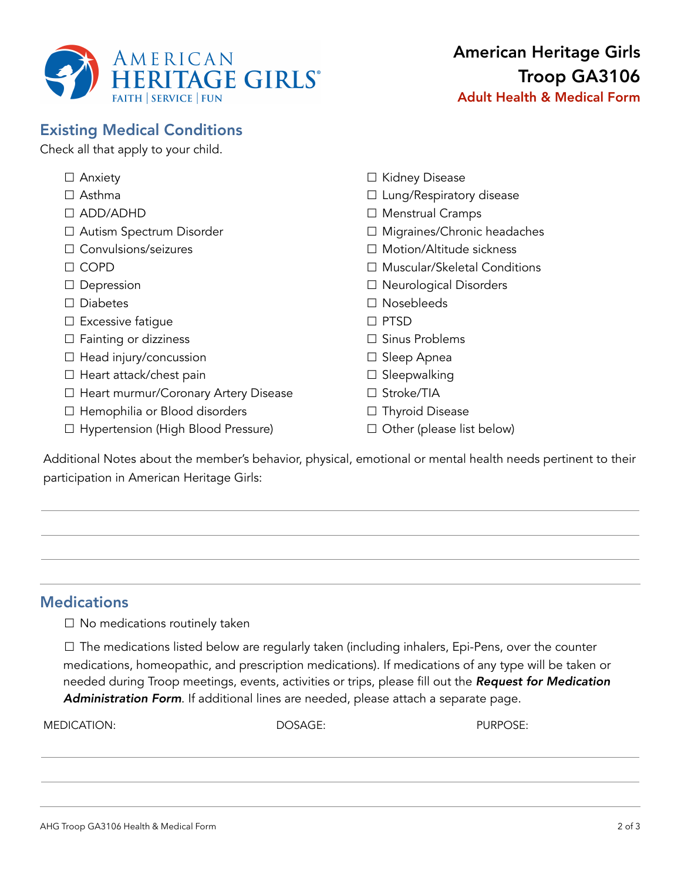# American Heritage Girls Troop GA3106

**Adult Health & Medical Form**

## Existing Medical Conditions

Check all that apply to your child.

- ☐ Anxiety
- ☐ Asthma
- ☐ ADD/ADHD
- ☐ Autism Spectrum Disorder
- ☐ Convulsions/seizures
- ☐ COPD
- ☐ Depression
- ☐ Diabetes
- ☐ Excessive fatigue
- ☐ Fainting or dizziness
- ☐ Head injury/concussion
- ☐ Heart attack/chest pain
- ☐ Heart murmur/Coronary Artery Disease
- ☐ Hemophilia or Blood disorders
- ☐ Hypertension (High Blood Pressure)
- ☐ Kidney Disease
- ☐ Lung/Respiratory disease
- ☐ Menstrual Cramps
- ☐ Migraines/Chronic headaches
- ☐ Motion/Altitude sickness
- ☐ Muscular/Skeletal Conditions
- ☐ Neurological Disorders
- ☐ Nosebleeds
- ☐ PTSD
- ☐ Sinus Problems
- ☐ Sleep Apnea
- ☐ Sleepwalking
- ☐ Stroke/TIA
- ☐ Thyroid Disease
- ☐ Other (please list below)

Additional Notes about the member's behavior, physical, emotional or mental health needs pertinent to their participation in American Heritage Girls:

_______________________________________________

_______________________________________________

_______________________________________________

## Medications

☐ No medications routinely taken

☐ The medications listed below are regularly taken (including inhalers, Epi-Pens, over the counter medications, homeopathic, and prescription medications). If medications of any type will be taken or needed during Troop meetings, events, activities or trips, please fill out the ***Request for Medication Administration Form***. If additional lines are needed, please attach a separate page.

| MEDICATION: | DOSAGE: | PURPOSE: |
|---|---|---|
| | | |
| | | |
| | | |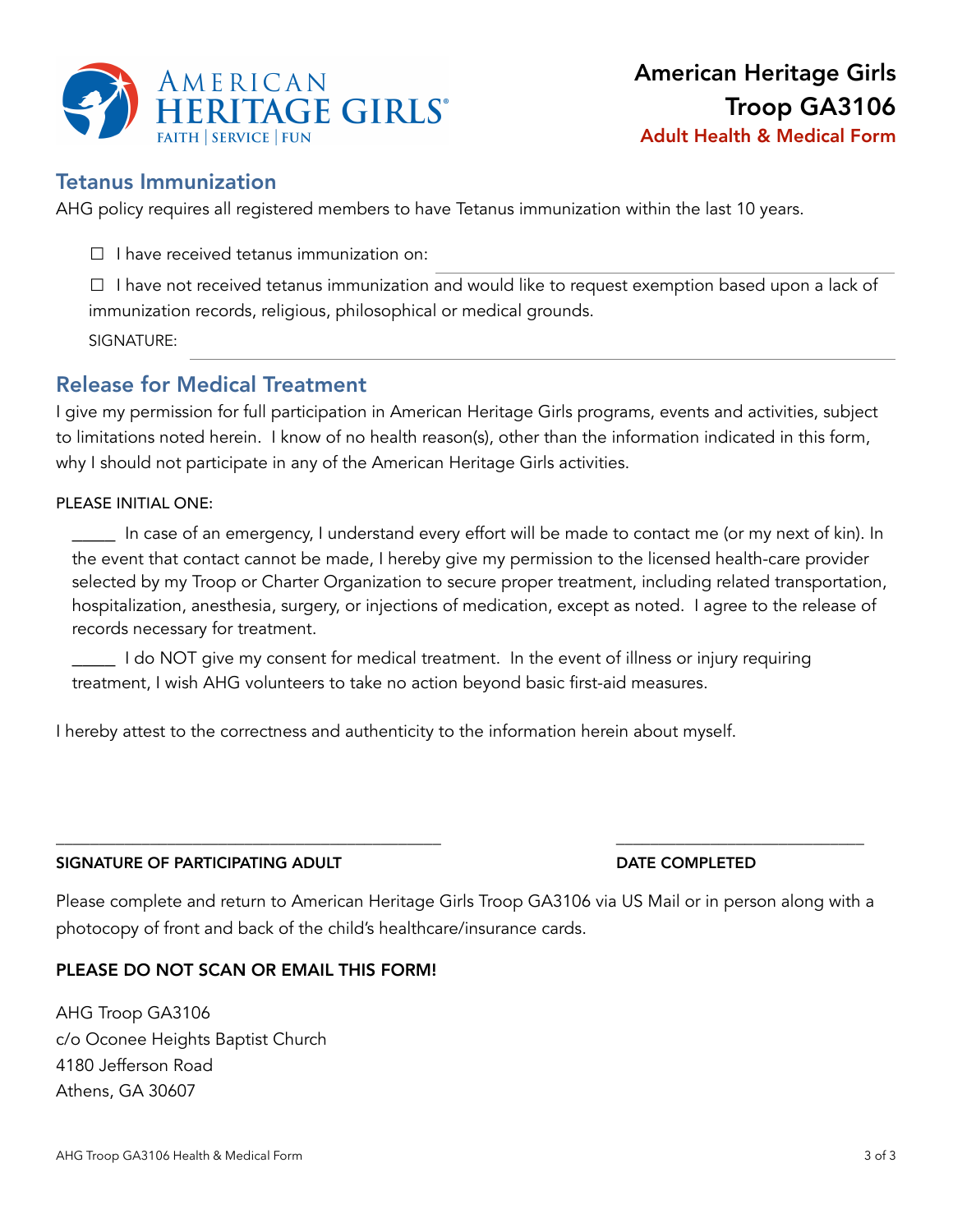# American Heritage Girls Troop GA3106

**Adult Health & Medical Form**

## Tetanus Immunization

AHG policy requires all registered members to have Tetanus immunization within the last 10 years.

☐ I have received tetanus immunization on: ______________________________

☐ I have not received tetanus immunization and would like to request exemption based upon a lack of immunization records, religious, philosophical or medical grounds.

SIGNATURE: ______________________________

## Release for Medical Treatment

I give my permission for full participation in American Heritage Girls programs, events and activities, subject to limitations noted herein. I know of no health reason(s), other than the information indicated in this form, why I should not participate in any of the American Heritage Girls activities.

PLEASE INITIAL ONE:

_____ In case of an emergency, I understand every effort will be made to contact me (or my next of kin). In the event that contact cannot be made, I hereby give my permission to the licensed health-care provider selected by my Troop or Charter Organization to secure proper treatment, including related transportation, hospitalization, anesthesia, surgery, or injections of medication, except as noted. I agree to the release of records necessary for treatment.

_____ I do NOT give my consent for medical treatment. In the event of illness or injury requiring treatment, I wish AHG volunteers to take no action beyond basic first-aid measures.

I hereby attest to the correctness and authenticity to the information herein about myself.

______________________________________________ ______________________________

**SIGNATURE OF PARTICIPATING ADULT** **DATE COMPLETED**

Please complete and return to American Heritage Girls Troop GA3106 via US Mail or in person along with a photocopy of front and back of the child's healthcare/insurance cards.

**PLEASE DO NOT SCAN OR EMAIL THIS FORM!**

AHG Troop GA3106
c/o Oconee Heights Baptist Church
4180 Jefferson Road
Athens, GA 30607